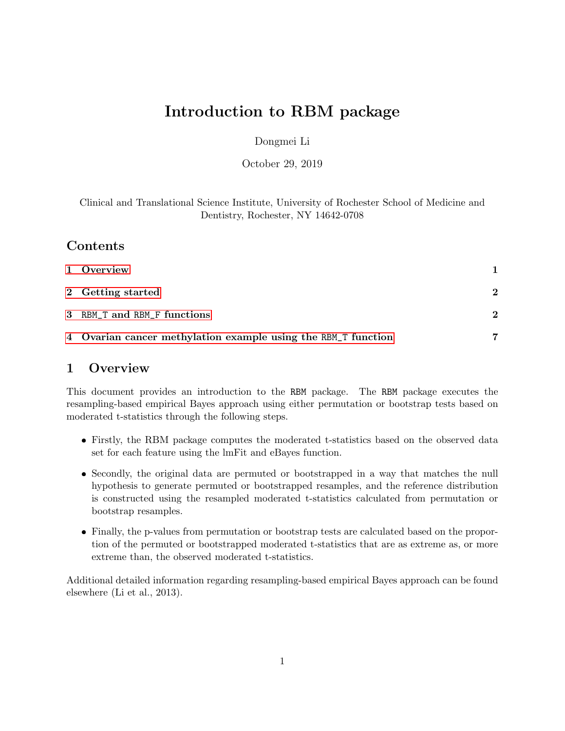# Introduction to RBM package

Dongmei Li

October 29, 2019

Clinical and Translational Science Institute, University of Rochester School of Medicine and Dentistry, Rochester, NY 14642-0708

## Contents

1 Overview 1

2 Getting started 2

3 `RBM_T` and `RBM_F` functions 2

4 Ovarian cancer methylation example using the `RBM_T` function 7

## 1 Overview

This document provides an introduction to the `RBM` package. The `RBM` package executes the resampling-based empirical Bayes approach using either permutation or bootstrap tests based on moderated t-statistics through the following steps.

- Firstly, the RBM package computes the moderated t-statistics based on the observed data set for each feature using the lmFit and eBayes function.
- Secondly, the original data are permuted or bootstrapped in a way that matches the null hypothesis to generate permuted or bootstrapped resamples, and the reference distribution is constructed using the resampled moderated t-statistics calculated from permutation or bootstrap resamples.
- Finally, the p-values from permutation or bootstrap tests are calculated based on the proportion of the permuted or bootstrapped moderated t-statistics that are as extreme as, or more extreme than, the observed moderated t-statistics.

Additional detailed information regarding resampling-based empirical Bayes approach can be found elsewhere (Li et al., 2013).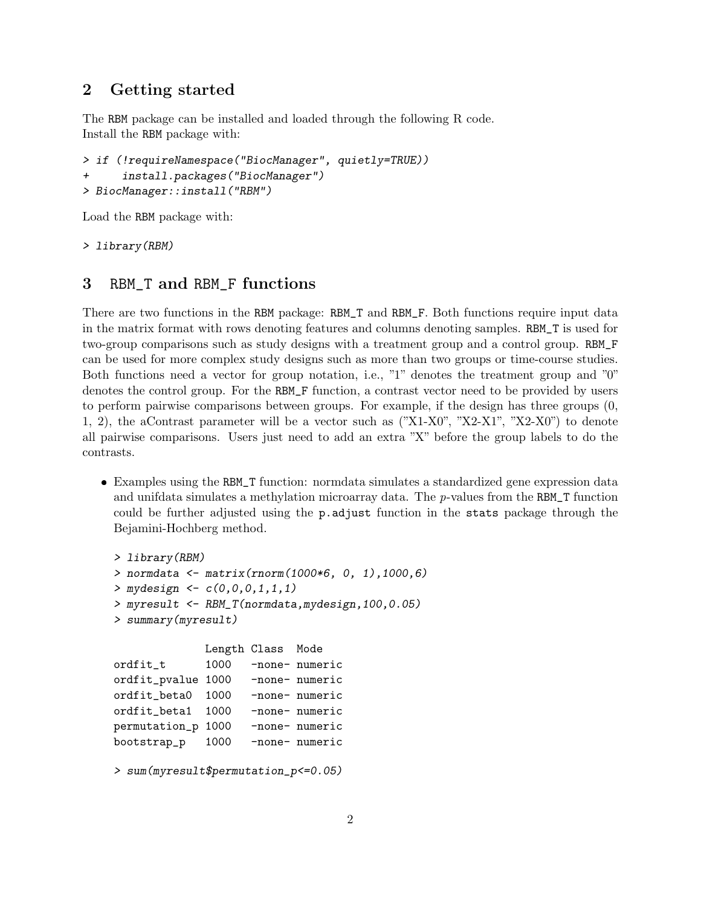## 2 Getting started

The `RBM` package can be installed and loaded through the following R code.
Install the `RBM` package with:

```
> if (!requireNamespace("BiocManager", quietly=TRUE))
+     install.packages("BiocManager")
> BiocManager::install("RBM")
```

Load the `RBM` package with:

```
> library(RBM)
```

## 3 `RBM_T` and `RBM_F` functions

There are two functions in the `RBM` package: `RBM_T` and `RBM_F`. Both functions require input data in the matrix format with rows denoting features and columns denoting samples. `RBM_T` is used for two-group comparisons such as study designs with a treatment group and a control group. `RBM_F` can be used for more complex study designs such as more than two groups or time-course studies. Both functions need a vector for group notation, i.e., "1" denotes the treatment group and "0" denotes the control group. For the `RBM_F` function, a contrast vector need to be provided by users to perform pairwise comparisons between groups. For example, if the design has three groups (0, 1, 2), the aContrast parameter will be a vector such as ("X1-X0", "X2-X1", "X2-X0") to denote all pairwise comparisons. Users just need to add an extra "X" before the group labels to do the contrasts.

- Examples using the `RBM_T` function: normdata simulates a standardized gene expression data and unifdata simulates a methylation microarray data. The *p*-values from the `RBM_T` function could be further adjusted using the `p.adjust` function in the `stats` package through the Bejamini-Hochberg method.

```
> library(RBM)
> normdata <- matrix(rnorm(1000*6, 0, 1),1000,6)
> mydesign <- c(0,0,0,1,1,1)
> myresult <- RBM_T(normdata,mydesign,100,0.05)
> summary(myresult)

               Length Class  Mode
ordfit_t       1000   -none- numeric
ordfit_pvalue  1000   -none- numeric
ordfit_beta0   1000   -none- numeric
ordfit_beta1   1000   -none- numeric
permutation_p  1000   -none- numeric
bootstrap_p    1000   -none- numeric

> sum(myresult$permutation_p<=0.05)
```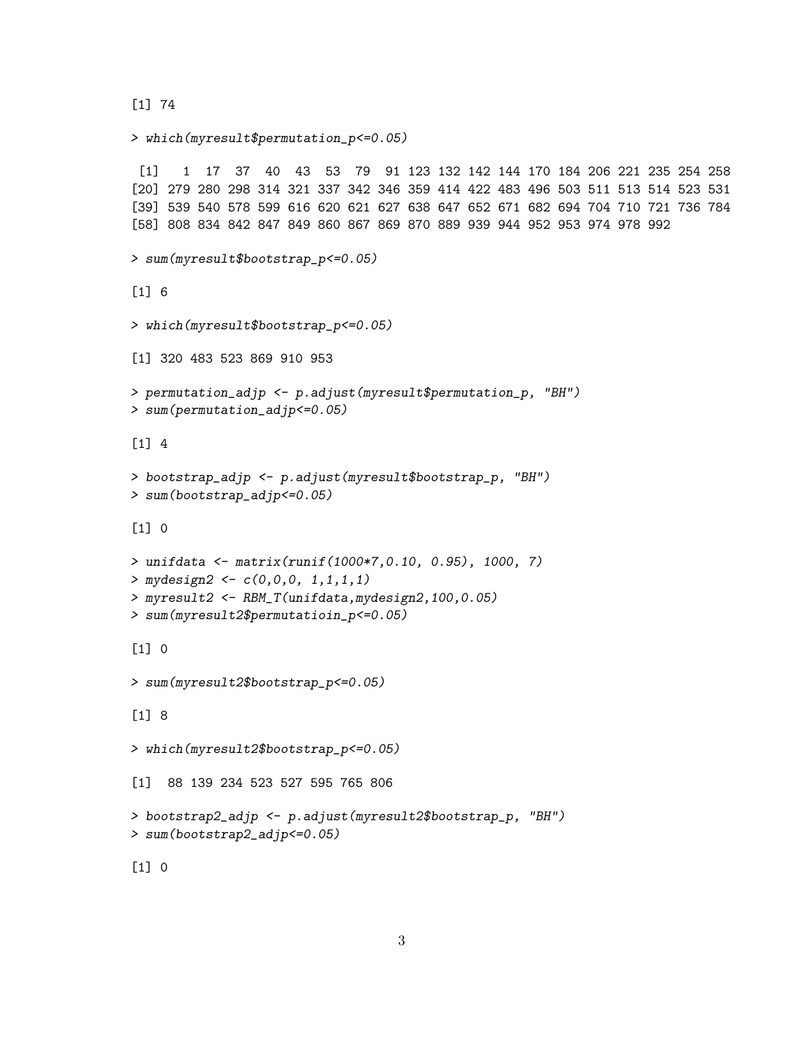```
[1] 74

> which(myresult$permutation_p<=0.05)

 [1]   1  17  37  40  43  53  79  91 123 132 142 144 170 184 206 221 235 254 258
[20] 279 280 298 314 321 337 342 346 359 414 422 483 496 503 511 513 514 523 531
[39] 539 540 578 599 616 620 621 627 638 647 652 671 682 694 704 710 721 736 784
[58] 808 834 842 847 849 860 867 869 870 889 939 944 952 953 974 978 992

> sum(myresult$bootstrap_p<=0.05)

[1] 6

> which(myresult$bootstrap_p<=0.05)

[1] 320 483 523 869 910 953

> permutation_adjp <- p.adjust(myresult$permutation_p, "BH")
> sum(permutation_adjp<=0.05)

[1] 4

> bootstrap_adjp <- p.adjust(myresult$bootstrap_p, "BH")
> sum(bootstrap_adjp<=0.05)

[1] 0

> unifdata <- matrix(runif(1000*7,0.10, 0.95), 1000, 7)
> mydesign2 <- c(0,0,0, 1,1,1,1)
> myresult2 <- RBM_T(unifdata,mydesign2,100,0.05)
> sum(myresult2$permutatioin_p<=0.05)

[1] 0

> sum(myresult2$bootstrap_p<=0.05)

[1] 8

> which(myresult2$bootstrap_p<=0.05)

[1]  88 139 234 523 527 595 765 806

> bootstrap2_adjp <- p.adjust(myresult2$bootstrap_p, "BH")
> sum(bootstrap2_adjp<=0.05)

[1] 0
```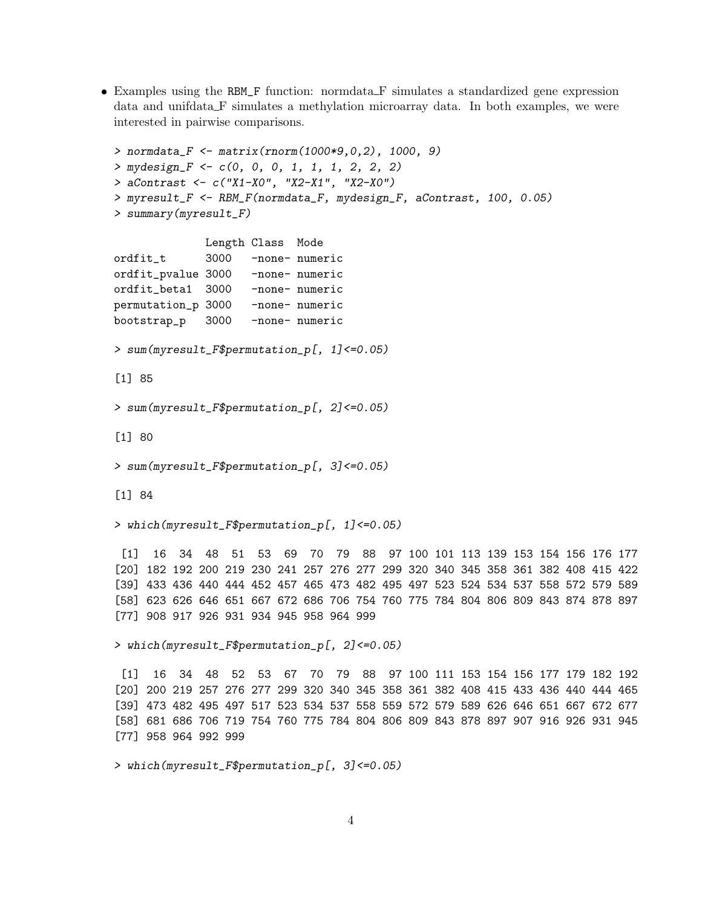- Examples using the RBM_F function: normdata_F simulates a standardized gene expression data and unifdata_F simulates a methylation microarray data. In both examples, we were interested in pairwise comparisons.

```
> normdata_F <- matrix(rnorm(1000*9,0,2), 1000, 9)
> mydesign_F <- c(0, 0, 0, 1, 1, 1, 2, 2, 2)
> aContrast <- c("X1-X0", "X2-X1", "X2-X0")
> myresult_F <- RBM_F(normdata_F, mydesign_F, aContrast, 100, 0.05)
> summary(myresult_F)

              Length Class  Mode
ordfit_t      3000   -none- numeric
ordfit_pvalue 3000   -none- numeric
ordfit_beta1  3000   -none- numeric
permutation_p 3000   -none- numeric
bootstrap_p   3000   -none- numeric

> sum(myresult_F$permutation_p[, 1]<=0.05)

[1] 85

> sum(myresult_F$permutation_p[, 2]<=0.05)

[1] 80

> sum(myresult_F$permutation_p[, 3]<=0.05)

[1] 84

> which(myresult_F$permutation_p[, 1]<=0.05)

 [1]  16  34  48  51  53  69  70  79  88  97 100 101 113 139 153 154 156 176 177
[20] 182 192 200 219 230 241 257 276 277 299 320 340 345 358 361 382 408 415 422
[39] 433 436 440 444 452 457 465 473 482 495 497 523 524 534 537 558 572 579 589
[58] 623 626 646 651 667 672 686 706 754 760 775 784 804 806 809 843 874 878 897
[77] 908 917 926 931 934 945 958 964 999

> which(myresult_F$permutation_p[, 2]<=0.05)

 [1]  16  34  48  52  53  67  70  79  88  97 100 111 153 154 156 177 179 182 192
[20] 200 219 257 276 277 299 320 340 345 358 361 382 408 415 433 436 440 444 465
[39] 473 482 495 497 517 523 534 537 558 559 572 579 589 626 646 651 667 672 677
[58] 681 686 706 719 754 760 775 784 804 806 809 843 878 897 907 916 926 931 945
[77] 958 964 992 999

> which(myresult_F$permutation_p[, 3]<=0.05)
```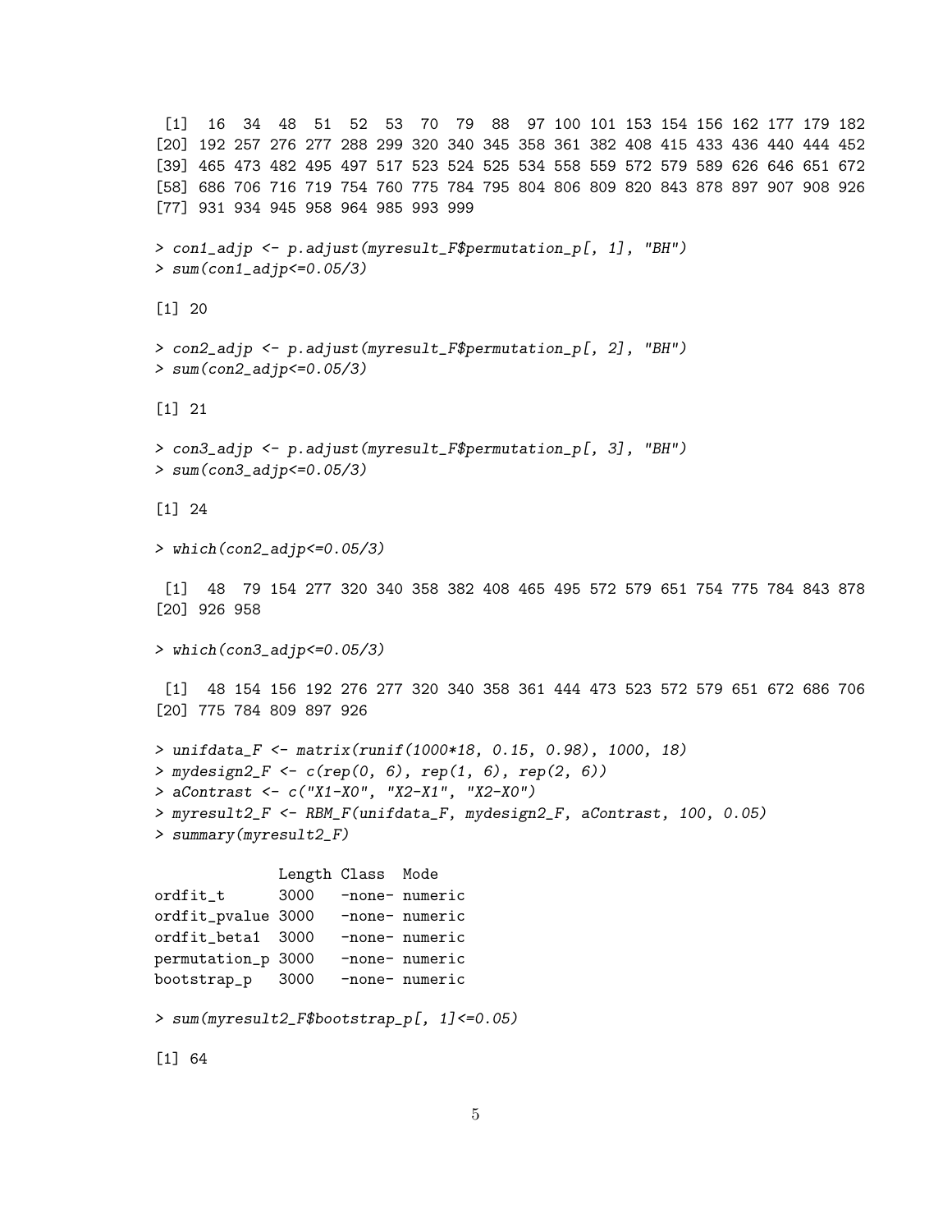```
 [1]  16  34  48  51  52  53  70  79  88  97 100 101 153 154 156 162 177 179 182
[20] 192 257 276 277 288 299 320 340 345 358 361 382 408 415 433 436 440 444 452
[39] 465 473 482 495 497 517 523 524 525 534 558 559 572 579 589 626 646 651 672
[58] 686 706 716 719 754 760 775 784 795 804 806 809 820 843 878 897 907 908 926
[77] 931 934 945 958 964 985 993 999
```

```
> con1_adjp <- p.adjust(myresult_F$permutation_p[, 1], "BH")
> sum(con1_adjp<=0.05/3)
```

```
[1] 20
```

```
> con2_adjp <- p.adjust(myresult_F$permutation_p[, 2], "BH")
> sum(con2_adjp<=0.05/3)
```

```
[1] 21
```

```
> con3_adjp <- p.adjust(myresult_F$permutation_p[, 3], "BH")
> sum(con3_adjp<=0.05/3)
```

```
[1] 24
```

```
> which(con2_adjp<=0.05/3)
```

```
 [1]  48  79 154 277 320 340 358 382 408 465 495 572 579 651 754 775 784 843 878
[20] 926 958
```

```
> which(con3_adjp<=0.05/3)
```

```
 [1]  48 154 156 192 276 277 320 340 358 361 444 473 523 572 579 651 672 686 706
[20] 775 784 809 897 926
```

```
> unifdata_F <- matrix(runif(1000*18, 0.15, 0.98), 1000, 18)
> mydesign2_F <- c(rep(0, 6), rep(1, 6), rep(2, 6))
> aContrast <- c("X1-X0", "X2-X1", "X2-X0")
> myresult2_F <- RBM_F(unifdata_F, mydesign2_F, aContrast, 100, 0.05)
> summary(myresult2_F)
```

```
              Length Class  Mode   
ordfit_t      3000   -none- numeric
ordfit_pvalue 3000   -none- numeric
ordfit_beta1  3000   -none- numeric
permutation_p 3000   -none- numeric
bootstrap_p   3000   -none- numeric
```

```
> sum(myresult2_F$bootstrap_p[, 1]<=0.05)
```

```
[1] 64
```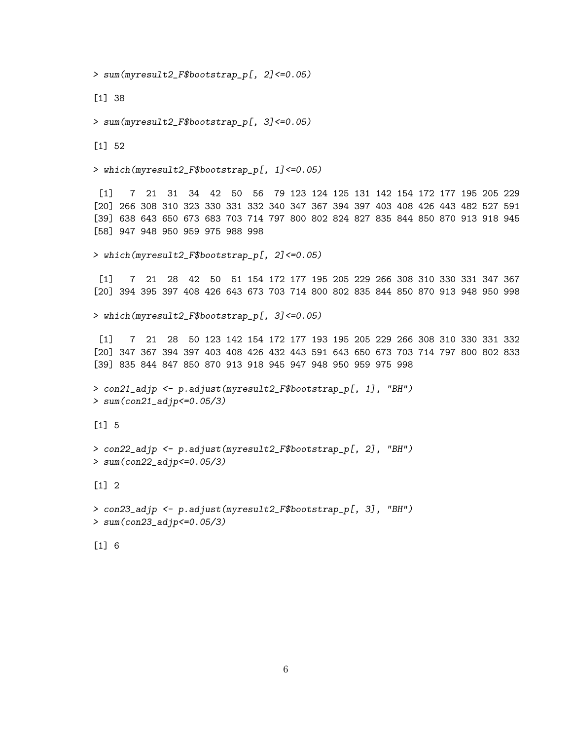```
> sum(myresult2_F$bootstrap_p[, 2]<=0.05)

[1] 38

> sum(myresult2_F$bootstrap_p[, 3]<=0.05)

[1] 52

> which(myresult2_F$bootstrap_p[, 1]<=0.05)

 [1]   7  21  31  34  42  50  56  79 123 124 125 131 142 154 172 177 195 205 229
[20] 266 308 310 323 330 331 332 340 347 367 394 397 403 408 426 443 482 527 591
[39] 638 643 650 673 683 703 714 797 800 802 824 827 835 844 850 870 913 918 945
[58] 947 948 950 959 975 988 998

> which(myresult2_F$bootstrap_p[, 2]<=0.05)

 [1]   7  21  28  42  50  51 154 172 177 195 205 229 266 308 310 330 331 347 367
[20] 394 395 397 408 426 643 673 703 714 800 802 835 844 850 870 913 948 950 998

> which(myresult2_F$bootstrap_p[, 3]<=0.05)

 [1]   7  21  28  50 123 142 154 172 177 193 195 205 229 266 308 310 330 331 332
[20] 347 367 394 397 403 408 426 432 443 591 643 650 673 703 714 797 800 802 833
[39] 835 844 847 850 870 913 918 945 947 948 950 959 975 998

> con21_adjp <- p.adjust(myresult2_F$bootstrap_p[, 1], "BH")
> sum(con21_adjp<=0.05/3)

[1] 5

> con22_adjp <- p.adjust(myresult2_F$bootstrap_p[, 2], "BH")
> sum(con22_adjp<=0.05/3)

[1] 2

> con23_adjp <- p.adjust(myresult2_F$bootstrap_p[, 3], "BH")
> sum(con23_adjp<=0.05/3)

[1] 6
```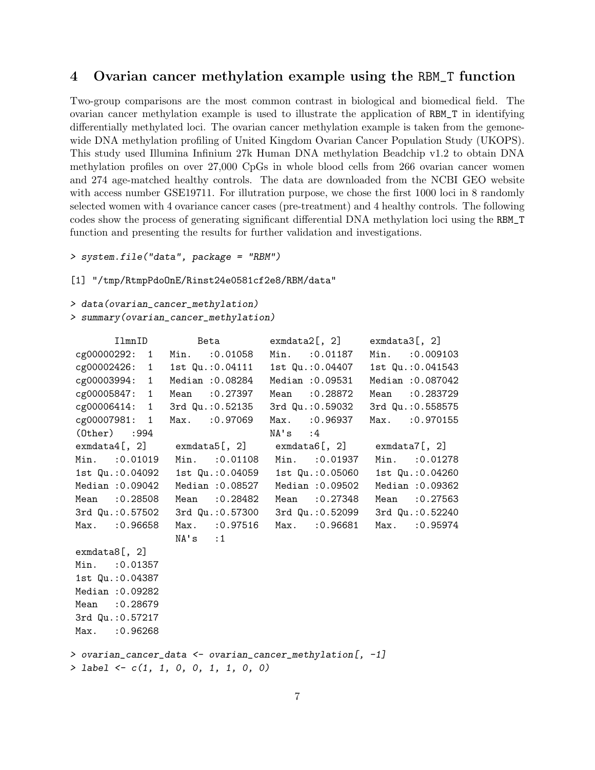## 4 Ovarian cancer methylation example using the RBM_T function

Two-group comparisons are the most common contrast in biological and biomedical field. The ovarian cancer methylation example is used to illustrate the application of RBM_T in identifying differentially methylated loci. The ovarian cancer methylation example is taken from the gemone-wide DNA methylation profiling of United Kingdom Ovarian Cancer Population Study (UKOPS). This study used Illumina Infinium 27k Human DNA methylation Beadchip v1.2 to obtain DNA methylation profiles on over 27,000 CpGs in whole blood cells from 266 ovarian cancer women and 274 age-matched healthy controls. The data are downloaded from the NCBI GEO website with access number GSE19711. For illutration purpose, we chose the first 1000 loci in 8 randomly selected women with 4 ovariance cancer cases (pre-treatment) and 4 healthy controls. The following codes show the process of generating significant differential DNA methylation loci using the RBM_T function and presenting the results for further validation and investigations.

```
> system.file("data", package = "RBM")

[1] "/tmp/RtmpPdoOnE/Rinst24e0581cf2e8/RBM/data"

> data(ovarian_cancer_methylation)
> summary(ovarian_cancer_methylation)

       IlmnID          Beta          exmdata2[, 2]     exmdata3[, 2]
 cg00000292:  1   Min.   :0.01058   Min.   :0.01187   Min.   :0.009103
 cg00002426:  1   1st Qu.:0.04111   1st Qu.:0.04407   1st Qu.:0.041543
 cg00003994:  1   Median :0.08284   Median :0.09531   Median :0.087042
 cg00005847:  1   Mean   :0.27397   Mean   :0.28872   Mean   :0.283729
 cg00006414:  1   3rd Qu.:0.52135   3rd Qu.:0.59032   3rd Qu.:0.558575
 cg00007981:  1   Max.   :0.97069   Max.   :0.96937   Max.   :0.970155
 (Other)   :994                     NA's   :4
 exmdata4[, 2]     exmdata5[, 2]     exmdata6[, 2]     exmdata7[, 2]
 Min.   :0.01019   Min.   :0.01108   Min.   :0.01937   Min.   :0.01278
 1st Qu.:0.04092   1st Qu.:0.04059   1st Qu.:0.05060   1st Qu.:0.04260
 Median :0.09042   Median :0.08527   Median :0.09502   Median :0.09362
 Mean   :0.28508   Mean   :0.28482   Mean   :0.27348   Mean   :0.27563
 3rd Qu.:0.57502   3rd Qu.:0.57300   3rd Qu.:0.52099   3rd Qu.:0.52240
 Max.   :0.96658   Max.   :0.97516   Max.   :0.96681   Max.   :0.95974
                   NA's   :1
 exmdata8[, 2]
 Min.   :0.01357
 1st Qu.:0.04387
 Median :0.09282
 Mean   :0.28679
 3rd Qu.:0.57217
 Max.   :0.96268

> ovarian_cancer_data <- ovarian_cancer_methylation[, -1]
> label <- c(1, 1, 0, 0, 1, 1, 0, 0)
```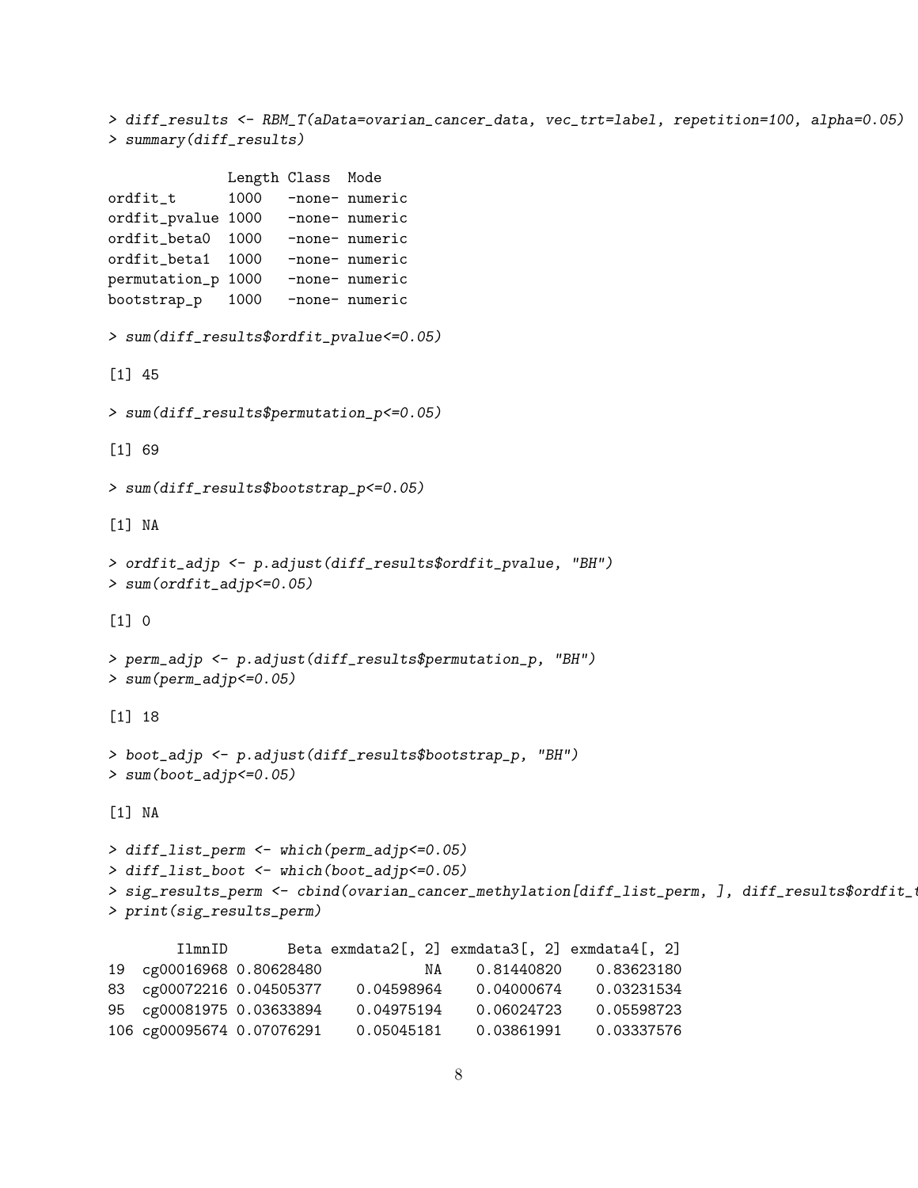```
> diff_results <- RBM_T(aData=ovarian_cancer_data, vec_trt=label, repetition=100, alpha=0.05)
> summary(diff_results)

              Length Class  Mode
ordfit_t      1000   -none- numeric
ordfit_pvalue 1000   -none- numeric
ordfit_beta0  1000   -none- numeric
ordfit_beta1  1000   -none- numeric
permutation_p 1000   -none- numeric
bootstrap_p   1000   -none- numeric

> sum(diff_results$ordfit_pvalue<=0.05)

[1] 45

> sum(diff_results$permutation_p<=0.05)

[1] 69

> sum(diff_results$bootstrap_p<=0.05)

[1] NA

> ordfit_adjp <- p.adjust(diff_results$ordfit_pvalue, "BH")
> sum(ordfit_adjp<=0.05)

[1] 0

> perm_adjp <- p.adjust(diff_results$permutation_p, "BH")
> sum(perm_adjp<=0.05)

[1] 18

> boot_adjp <- p.adjust(diff_results$bootstrap_p, "BH")
> sum(boot_adjp<=0.05)

[1] NA

> diff_list_perm <- which(perm_adjp<=0.05)
> diff_list_boot <- which(boot_adjp<=0.05)
> sig_results_perm <- cbind(ovarian_cancer_methylation[diff_list_perm, ], diff_results$ordfit_t
> print(sig_results_perm)

        IlmnID       Beta exmdata2[, 2] exmdata3[, 2] exmdata4[, 2]
19  cg00016968 0.80628480            NA    0.81440820    0.83623180
83  cg00072216 0.04505377    0.04598964    0.04000674    0.03231534
95  cg00081975 0.03633894    0.04975194    0.06024723    0.05598723
106 cg00095674 0.07076291    0.05045181    0.03861991    0.03337576
```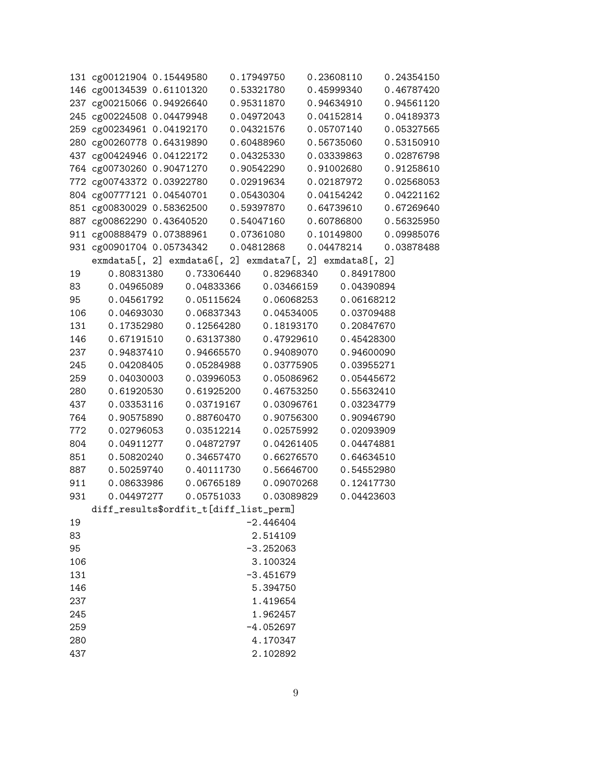```
131 cg00121904 0.15449580    0.17949750    0.23608110    0.24354150
146 cg00134539 0.61101320    0.53321780    0.45999340    0.46787420
237 cg00215066 0.94926640    0.95311870    0.94634910    0.94561120
245 cg00224508 0.04479948    0.04972043    0.04152814    0.04189373
259 cg00234961 0.04192170    0.04321576    0.05707140    0.05327565
280 cg00260778 0.64319890    0.60488960    0.56735060    0.53150910
437 cg00424946 0.04122172    0.04325330    0.03339863    0.02876798
764 cg00730260 0.90471270    0.90542290    0.91002680    0.91258610
772 cg00743372 0.03922780    0.02919634    0.02187972    0.02568053
804 cg00777121 0.04540701    0.05430304    0.04154242    0.04221162
851 cg00830029 0.58362500    0.59397870    0.64739610    0.67269640
887 cg00862290 0.43640520    0.54047160    0.60786800    0.56325950
911 cg00888479 0.07388961    0.07361080    0.10149800    0.09985076
931 cg00901704 0.05734342    0.04812868    0.04478214    0.03878488
    exmdata5[, 2] exmdata6[, 2] exmdata7[, 2] exmdata8[, 2]
19     0.80831380    0.73306440    0.82968340    0.84917800
83     0.04965089    0.04833366    0.03466159    0.04390894
95     0.04561792    0.05115624    0.06068253    0.06168212
106    0.04693030    0.06837343    0.04534005    0.03709488
131    0.17352980    0.12564280    0.18193170    0.20847670
146    0.67191510    0.63137380    0.47929610    0.45428300
237    0.94837410    0.94665570    0.94089070    0.94600090
245    0.04208405    0.05284988    0.03775905    0.03955271
259    0.04030003    0.03996053    0.05086962    0.05445672
280    0.61920530    0.61925200    0.46753250    0.55632410
437    0.03353116    0.03719167    0.03096761    0.03234779
764    0.90575890    0.88760470    0.90756300    0.90946790
772    0.02796053    0.03512214    0.02575992    0.02093909
804    0.04911277    0.04872797    0.04261405    0.04474881
851    0.50820240    0.34657470    0.66276570    0.64634510
887    0.50259740    0.40111730    0.56646700    0.54552980
911    0.08633986    0.06765189    0.09070268    0.12417730
931    0.04497277    0.05751033    0.03089829    0.04423603
    diff_results$ordfit_t[diff_list_perm]
19                              -2.446404
83                               2.514109
95                              -3.252063
106                              3.100324
131                             -3.451679
146                              5.394750
237                              1.419654
245                              1.962457
259                             -4.052697
280                              4.170347
437                              2.102892
```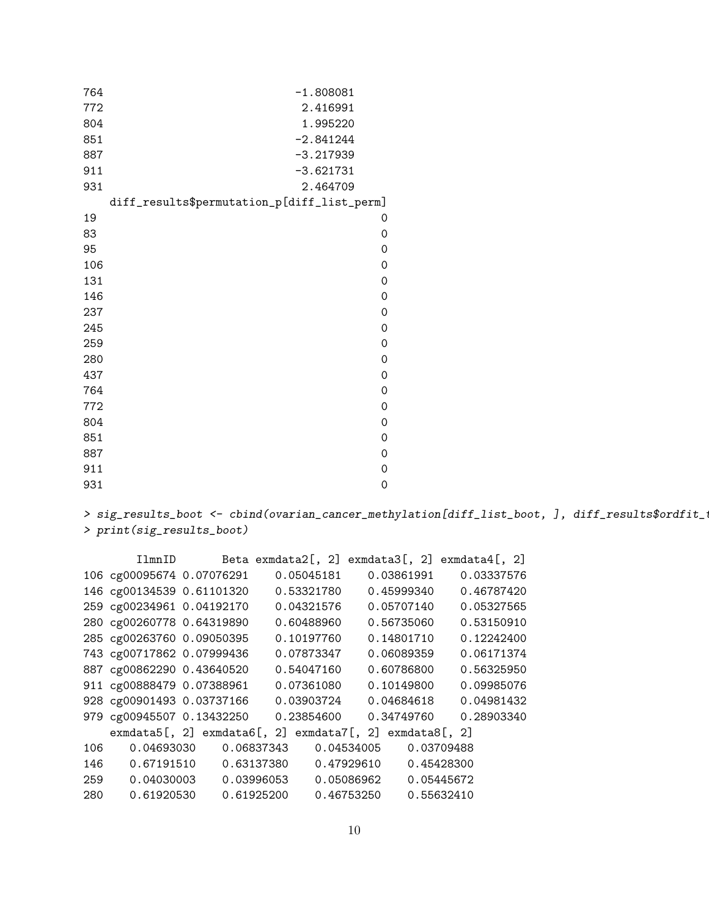```
764                          -1.808081
772                           2.416991
804                           1.995220
851                          -2.841244
887                          -3.217939
911                          -3.621731
931                           2.464709
    diff_results$permutation_p[diff_list_perm]
19                                           0
83                                           0
95                                           0
106                                          0
131                                          0
146                                          0
237                                          0
245                                          0
259                                          0
280                                          0
437                                          0
764                                          0
772                                          0
804                                          0
851                                          0
887                                          0
911                                          0
931                                          0
```

```
> sig_results_boot <- cbind(ovarian_cancer_methylation[diff_list_boot, ], diff_results$ordfit_t
> print(sig_results_boot)

        IlmnID       Beta exmdata2[, 2] exmdata3[, 2] exmdata4[, 2]
106 cg00095674 0.07076291    0.05045181    0.03861991    0.03337576
146 cg00134539 0.61101320    0.53321780    0.45999340    0.46787420
259 cg00234961 0.04192170    0.04321576    0.05707140    0.05327565
280 cg00260778 0.64319890    0.60488960    0.56735060    0.53150910
285 cg00263760 0.09050395    0.10197760    0.14801710    0.12242400
743 cg00717862 0.07999436    0.07873347    0.06089359    0.06171374
887 cg00862290 0.43640520    0.54047160    0.60786800    0.56325950
911 cg00888479 0.07388961    0.07361080    0.10149800    0.09985076
928 cg00901493 0.03737166    0.03903724    0.04684618    0.04981432
979 cg00945507 0.13432250    0.23854600    0.34749760    0.28903340
    exmdata5[, 2] exmdata6[, 2] exmdata7[, 2] exmdata8[, 2]
106    0.04693030    0.06837343    0.04534005    0.03709488
146    0.67191510    0.63137380    0.47929610    0.45428300
259    0.04030003    0.03996053    0.05086962    0.05445672
280    0.61920530    0.61925200    0.46753250    0.55632410
```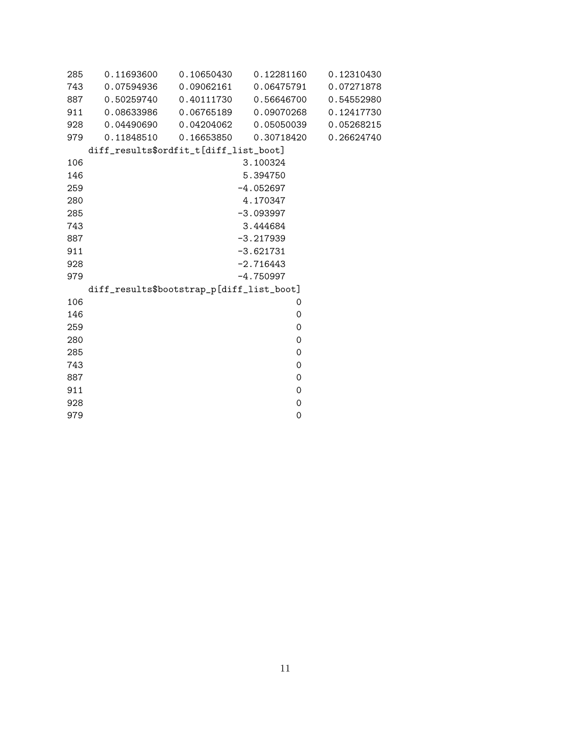```
285   0.11693600   0.10650430   0.12281160   0.12310430
743   0.07594936   0.09062161   0.06475791   0.07271878
887   0.50259740   0.40111730   0.56646700   0.54552980
911   0.08633986   0.06765189   0.09070268   0.12417730
928   0.04490690   0.04204062   0.05050039   0.05268215
979   0.11848510   0.16653850   0.30718420   0.26624740
    diff_results$ordfit_t[diff_list_boot]
106                               3.100324
146                               5.394750
259                              -4.052697
280                               4.170347
285                              -3.093997
743                               3.444684
887                              -3.217939
911                              -3.621731
928                              -2.716443
979                              -4.750997
    diff_results$bootstrap_p[diff_list_boot]
106                                       0
146                                       0
259                                       0
280                                       0
285                                       0
743                                       0
887                                       0
911                                       0
928                                       0
979                                       0
```